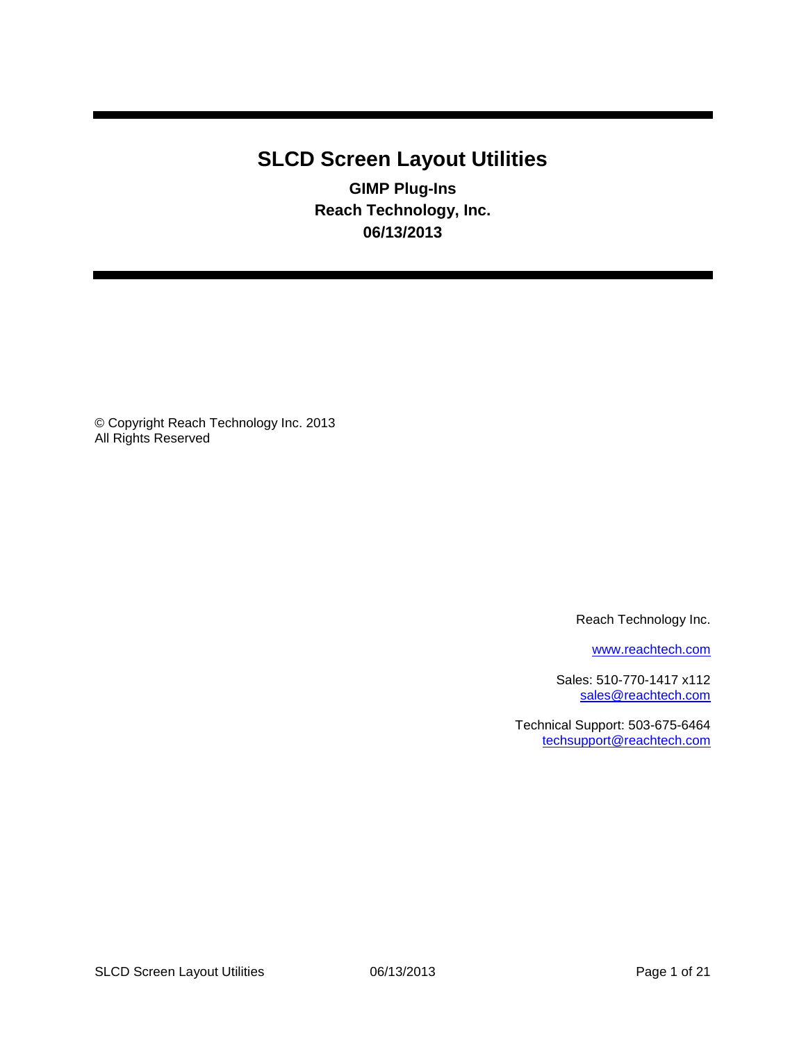# SLCD Screen Layout Utilities

**GIMP Plug-Ins**
**Reach Technology, Inc.**
**06/13/2013**

© Copyright Reach Technology Inc. 2013
All Rights Reserved

Reach Technology Inc.

www.reachtech.com

Sales: 510-770-1417 x112
sales@reachtech.com

Technical Support: 503-675-6464
techsupport@reachtech.com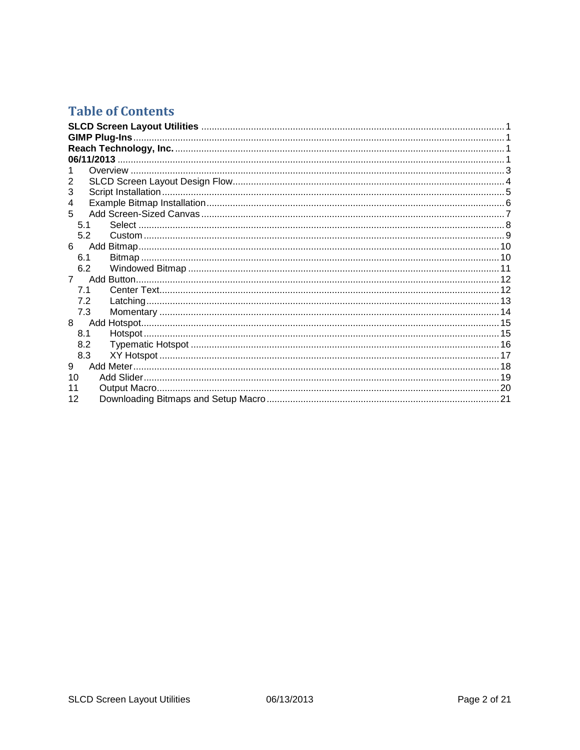# Table of Contents

**SLCD Screen Layout Utilities** ........ 1
**GIMP Plug-Ins** ........ 1
**Reach Technology, Inc.** ........ 1
**06/11/2013** ........ 1

1 Overview ........ 3
2 SLCD Screen Layout Design Flow ........ 4
3 Script Installation ........ 5
4 Example Bitmap Installation ........ 6
5 Add Screen-Sized Canvas ........ 7
- 5.1 Select ........ 8
- 5.2 Custom ........ 9

6 Add Bitmap ........ 10
- 6.1 Bitmap ........ 10
- 6.2 Windowed Bitmap ........ 11

7 Add Button ........ 12
- 7.1 Center Text ........ 12
- 7.2 Latching ........ 13
- 7.3 Momentary ........ 14

8 Add Hotspot ........ 15
- 8.1 Hotspot ........ 15
- 8.2 Typematic Hotspot ........ 16
- 8.3 XY Hotspot ........ 17

9 Add Meter ........ 18
10 Add Slider ........ 19
11 Output Macro ........ 20
12 Downloading Bitmaps and Setup Macro ........ 21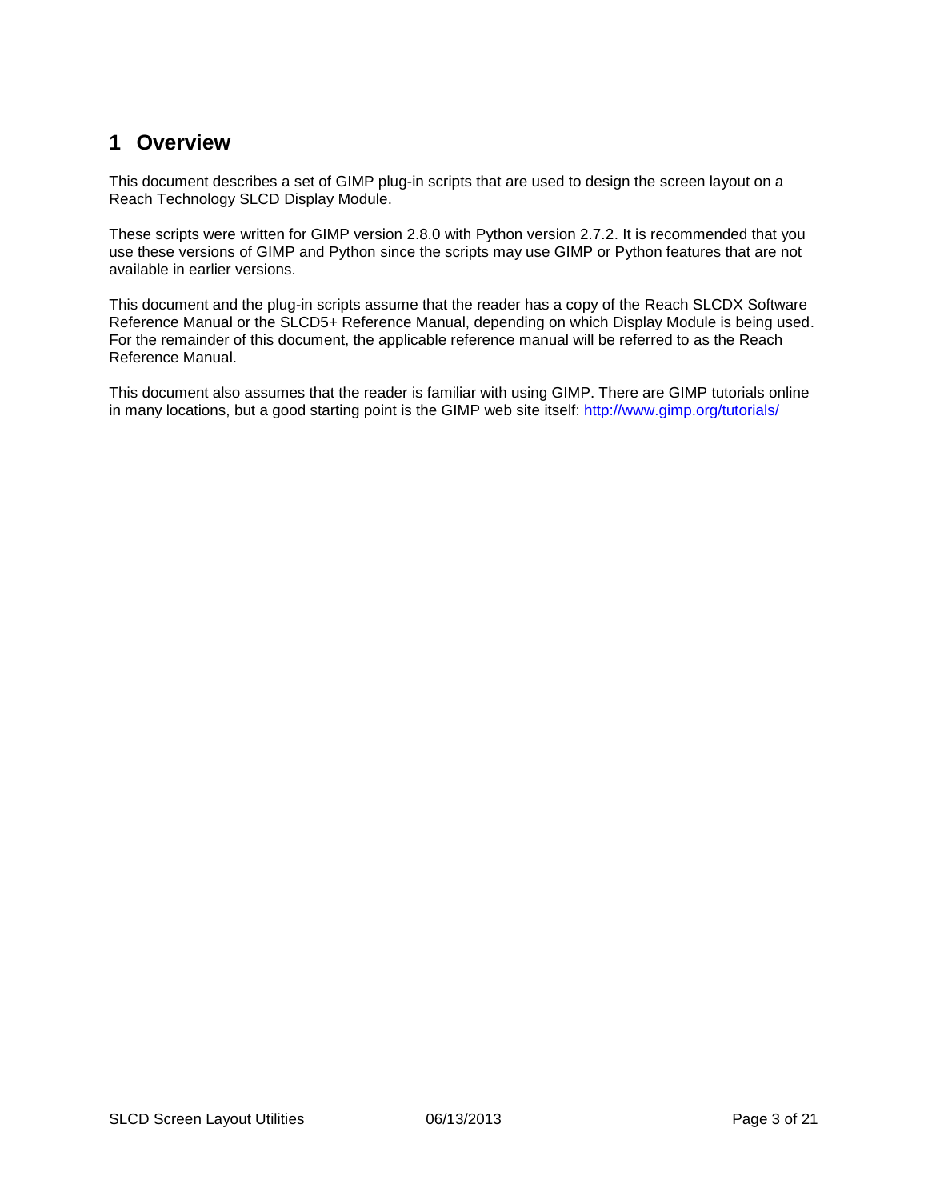# 1 Overview

This document describes a set of GIMP plug-in scripts that are used to design the screen layout on a Reach Technology SLCD Display Module.

These scripts were written for GIMP version 2.8.0 with Python version 2.7.2. It is recommended that you use these versions of GIMP and Python since the scripts may use GIMP or Python features that are not available in earlier versions.

This document and the plug-in scripts assume that the reader has a copy of the Reach SLCDX Software Reference Manual or the SLCD5+ Reference Manual, depending on which Display Module is being used. For the remainder of this document, the applicable reference manual will be referred to as the Reach Reference Manual.

This document also assumes that the reader is familiar with using GIMP. There are GIMP tutorials online in many locations, but a good starting point is the GIMP web site itself: [http://www.gimp.org/tutorials/](http://www.gimp.org/tutorials/)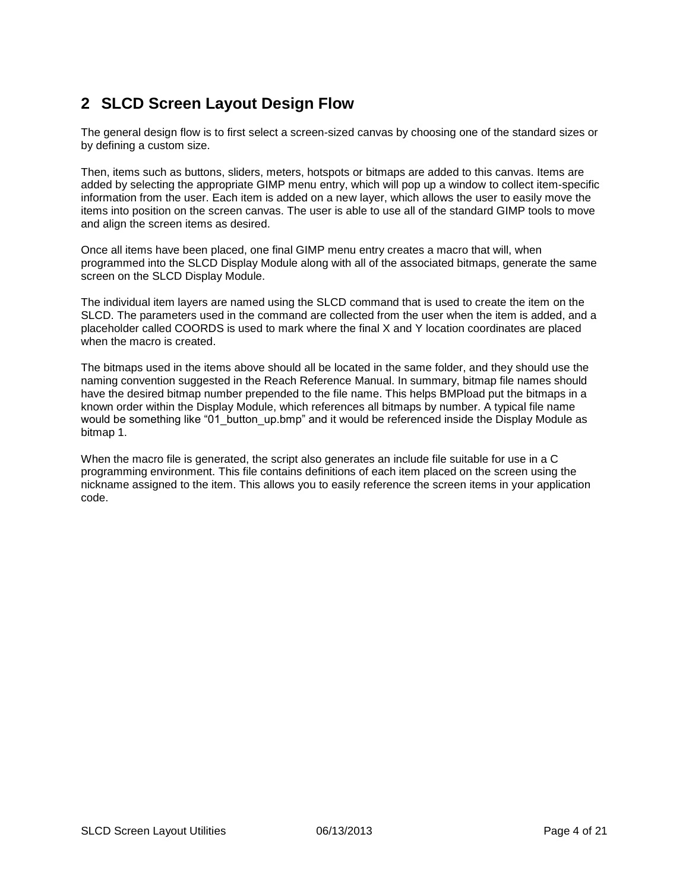# 2 SLCD Screen Layout Design Flow

The general design flow is to first select a screen-sized canvas by choosing one of the standard sizes or by defining a custom size.

Then, items such as buttons, sliders, meters, hotspots or bitmaps are added to this canvas. Items are added by selecting the appropriate GIMP menu entry, which will pop up a window to collect item-specific information from the user. Each item is added on a new layer, which allows the user to easily move the items into position on the screen canvas. The user is able to use all of the standard GIMP tools to move and align the screen items as desired.

Once all items have been placed, one final GIMP menu entry creates a macro that will, when programmed into the SLCD Display Module along with all of the associated bitmaps, generate the same screen on the SLCD Display Module.

The individual item layers are named using the SLCD command that is used to create the item on the SLCD. The parameters used in the command are collected from the user when the item is added, and a placeholder called COORDS is used to mark where the final X and Y location coordinates are placed when the macro is created.

The bitmaps used in the items above should all be located in the same folder, and they should use the naming convention suggested in the Reach Reference Manual. In summary, bitmap file names should have the desired bitmap number prepended to the file name. This helps BMPload put the bitmaps in a known order within the Display Module, which references all bitmaps by number. A typical file name would be something like “01_button_up.bmp” and it would be referenced inside the Display Module as bitmap 1.

When the macro file is generated, the script also generates an include file suitable for use in a C programming environment. This file contains definitions of each item placed on the screen using the nickname assigned to the item. This allows you to easily reference the screen items in your application code.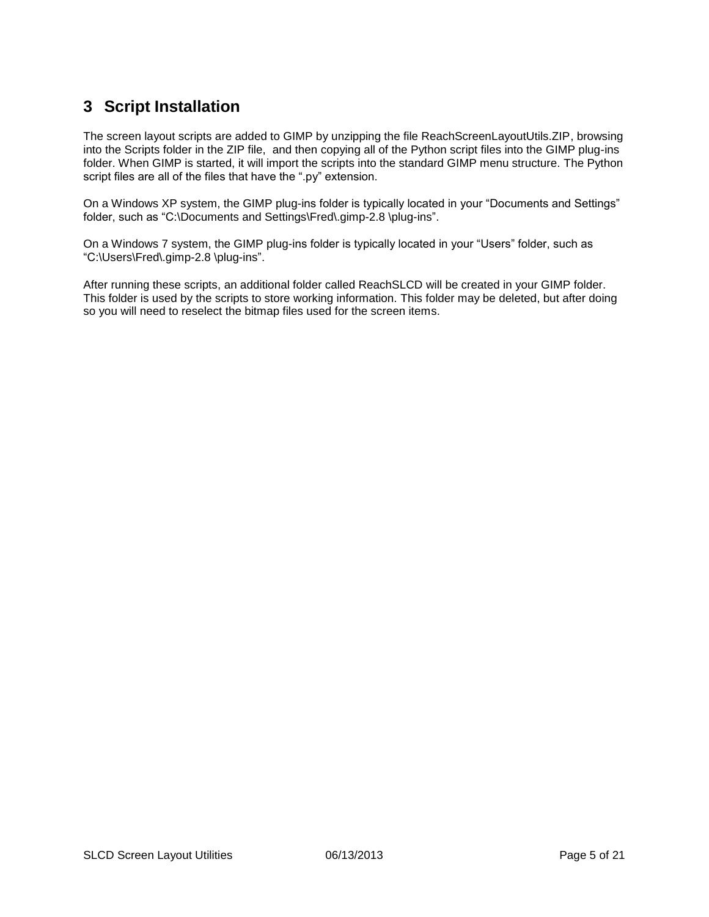# 3 Script Installation

The screen layout scripts are added to GIMP by unzipping the file ReachScreenLayoutUtils.ZIP, browsing into the Scripts folder in the ZIP file, and then copying all of the Python script files into the GIMP plug-ins folder. When GIMP is started, it will import the scripts into the standard GIMP menu structure. The Python script files are all of the files that have the ".py" extension.

On a Windows XP system, the GIMP plug-ins folder is typically located in your "Documents and Settings" folder, such as "C:\Documents and Settings\Fred\.gimp-2.8 \plug-ins".

On a Windows 7 system, the GIMP plug-ins folder is typically located in your "Users" folder, such as "C:\Users\Fred\.gimp-2.8 \plug-ins".

After running these scripts, an additional folder called ReachSLCD will be created in your GIMP folder. This folder is used by the scripts to store working information. This folder may be deleted, but after doing so you will need to reselect the bitmap files used for the screen items.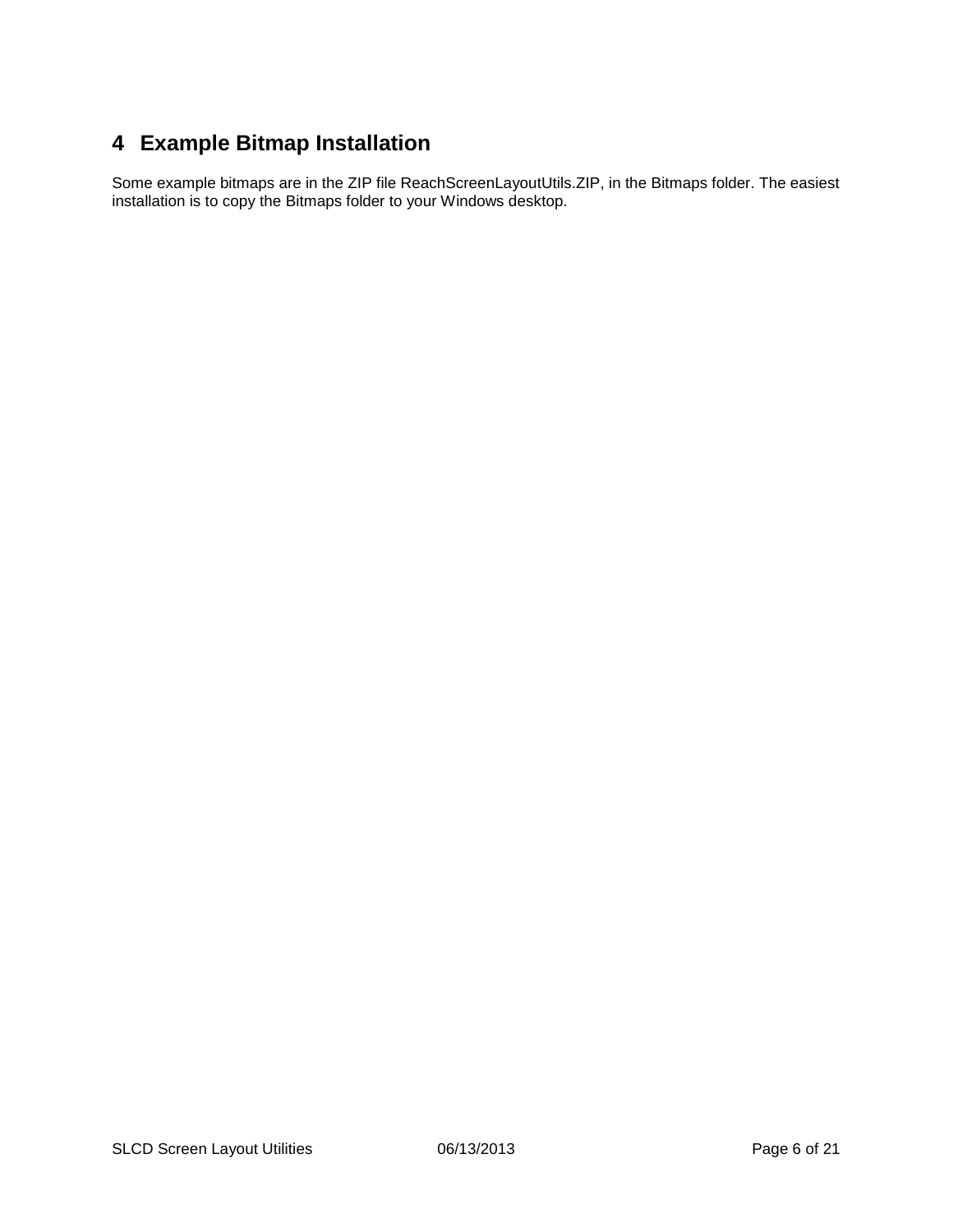# 4 Example Bitmap Installation

Some example bitmaps are in the ZIP file ReachScreenLayoutUtils.ZIP, in the Bitmaps folder. The easiest installation is to copy the Bitmaps folder to your Windows desktop.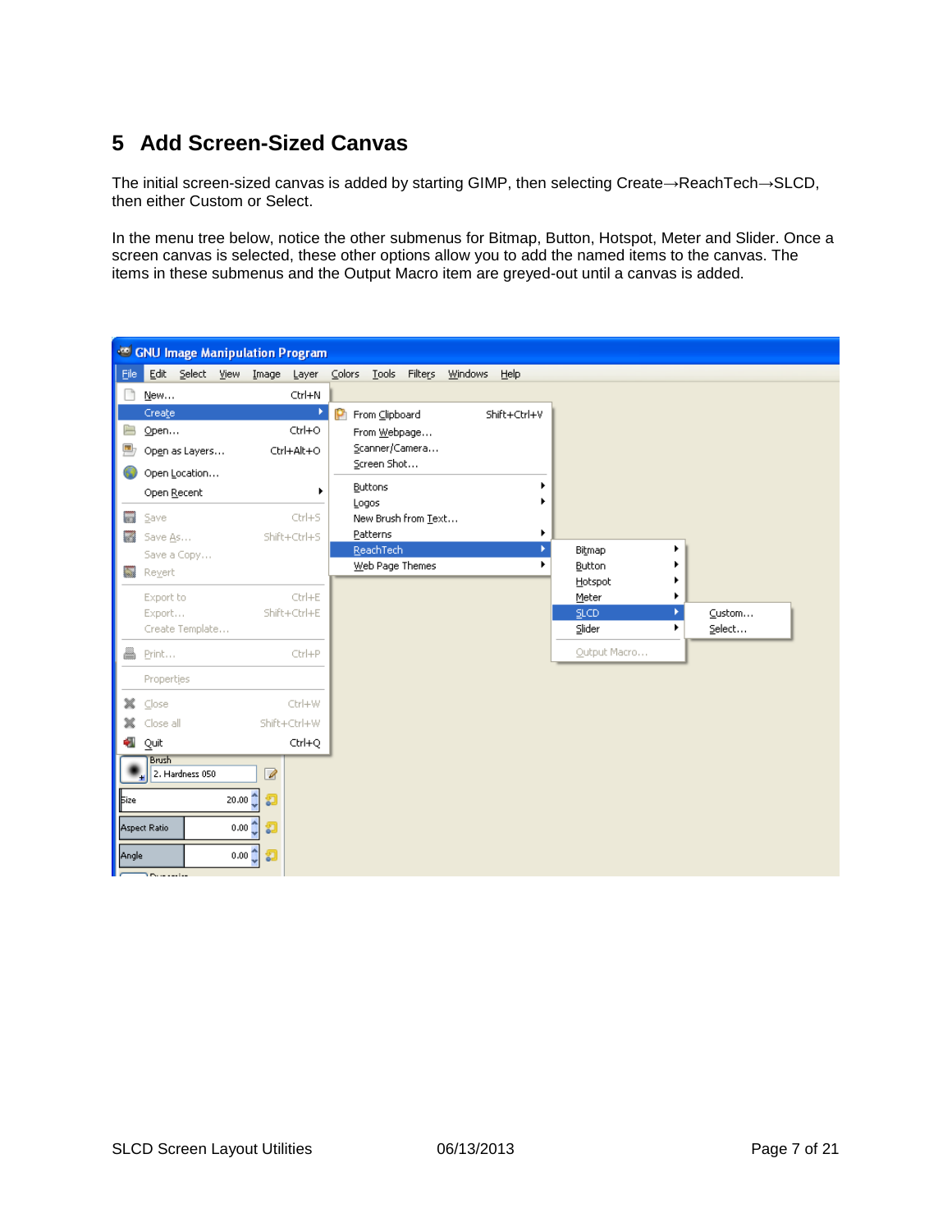# 5 Add Screen-Sized Canvas

The initial screen-sized canvas is added by starting GIMP, then selecting Create→ReachTech→SLCD, then either Custom or Select.

In the menu tree below, notice the other submenus for Bitmap, Button, Hotspot, Meter and Slider. Once a screen canvas is selected, these other options allow you to add the named items to the canvas. The items in these submenus and the Output Macro item are greyed-out until a canvas is added.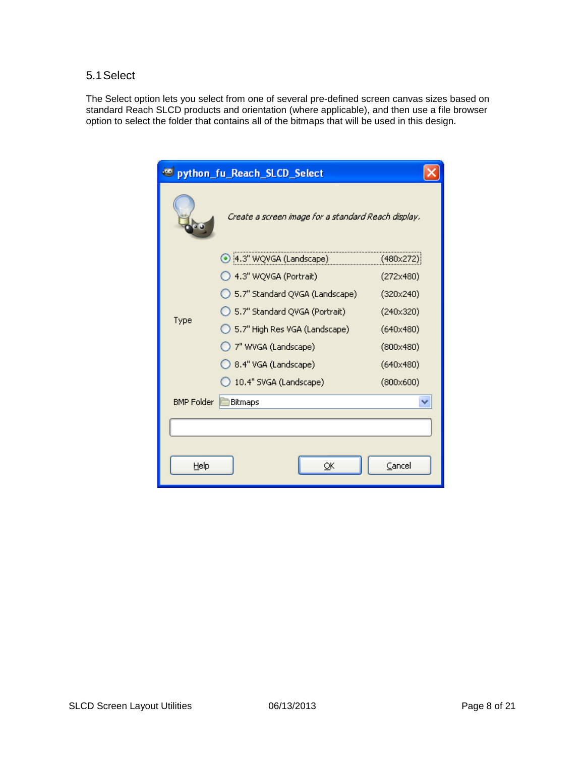## 5.1 Select

The Select option lets you select from one of several pre-defined screen canvas sizes based on standard Reach SLCD products and orientation (where applicable), and then use a file browser option to select the folder that contains all of the bitmaps that will be used in this design.

**python_fu_Reach_SLCD_Select**

*Create a screen image for a standard Reach display.*

Type

| Option | Size |
| --- | --- |
| 4.3" WQVGA (Landscape) | (480x272) |
| 4.3" WQVGA (Portrait) | (272x480) |
| 5.7" Standard QVGA (Landscape) | (320x240) |
| 5.7" Standard QVGA (Portrait) | (240x320) |
| 5.7" High Res VGA (Landscape) | (640x480) |
| 7" WVGA (Landscape) | (800x480) |
| 8.4" VGA (Landscape) | (640x480) |
| 10.4" SVGA (Landscape) | (800x600) |

BMP Folder: Bitmaps

Help | OK | Cancel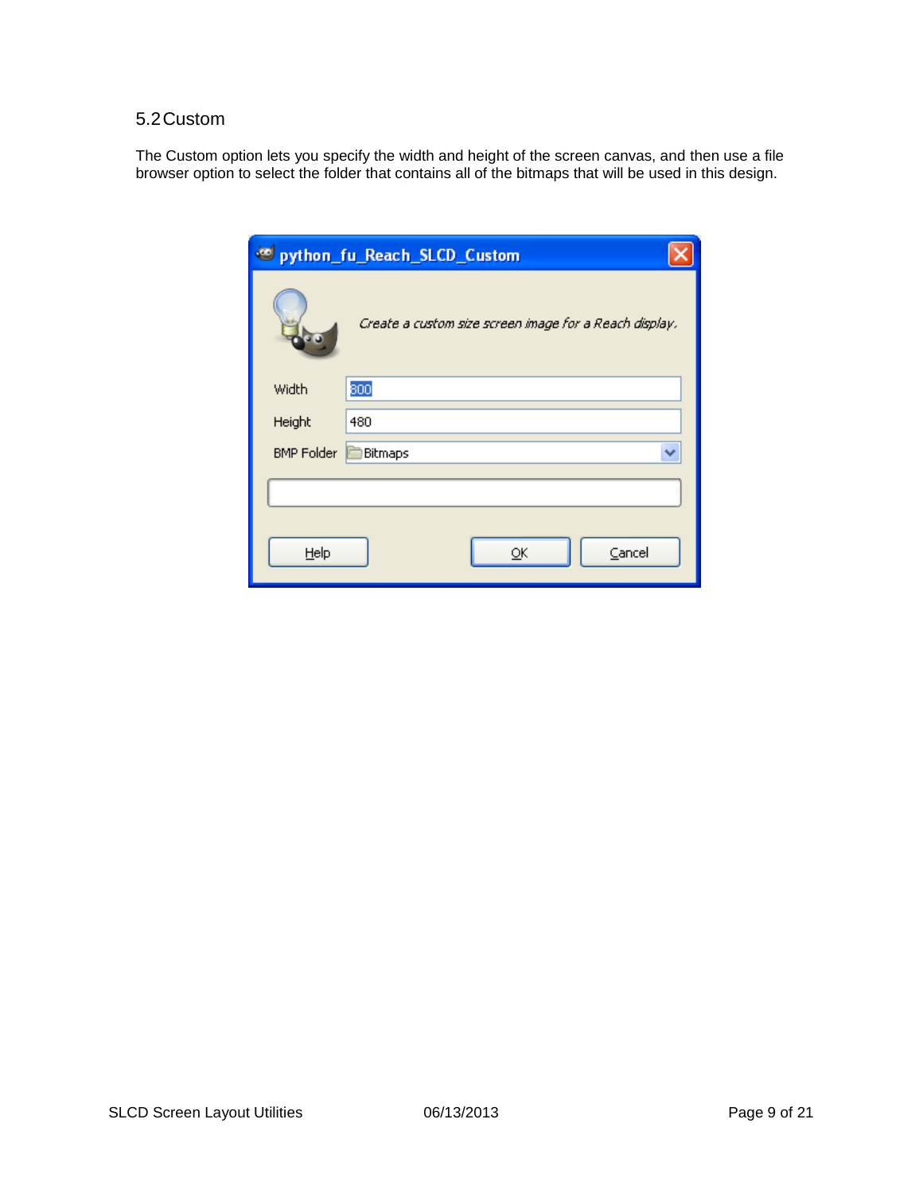## 5.2 Custom

The Custom option lets you specify the width and height of the screen canvas, and then use a file browser option to select the folder that contains all of the bitmaps that will be used in this design.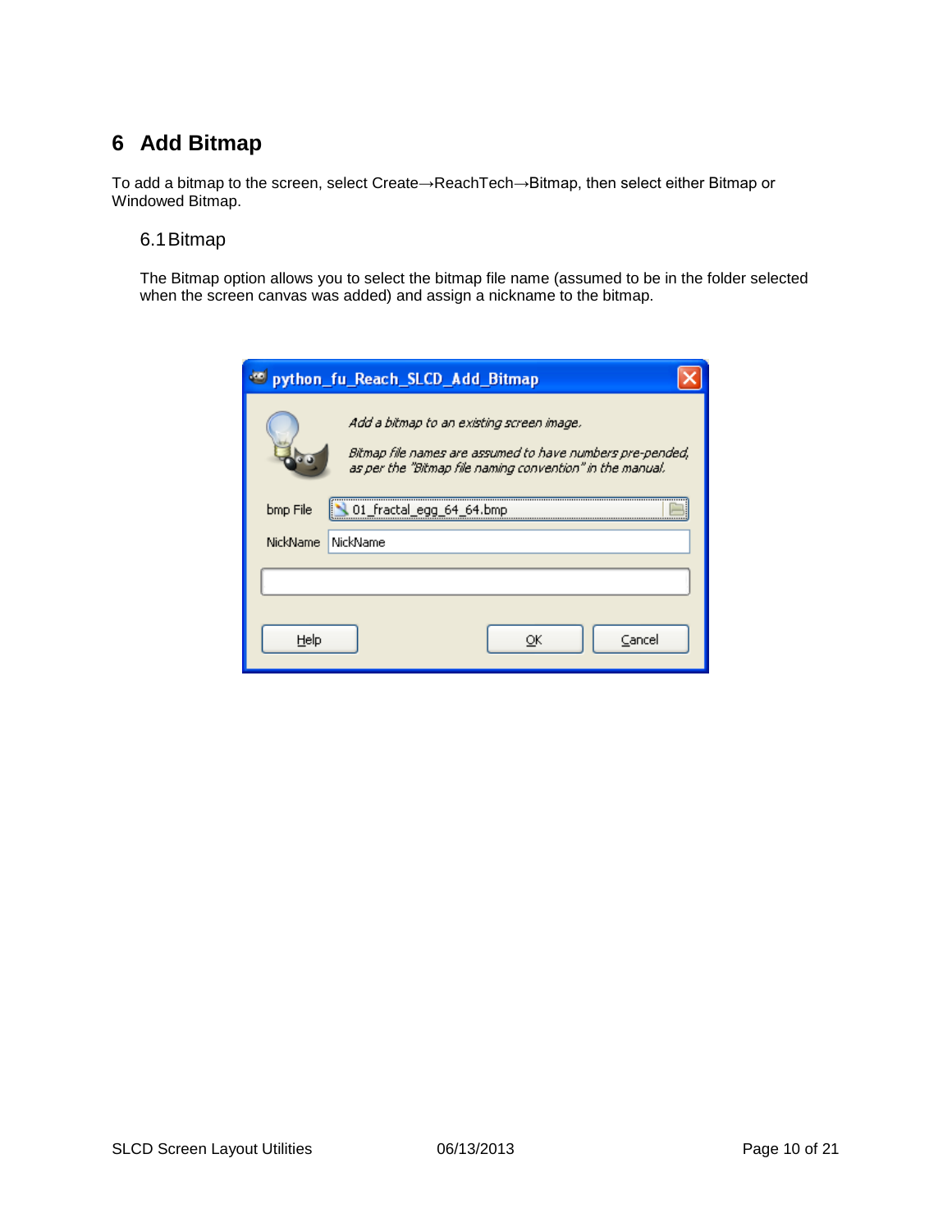# 6 Add Bitmap

To add a bitmap to the screen, select Create→ReachTech→Bitmap, then select either Bitmap or Windowed Bitmap.

## 6.1 Bitmap

The Bitmap option allows you to select the bitmap file name (assumed to be in the folder selected when the screen canvas was added) and assign a nickname to the bitmap.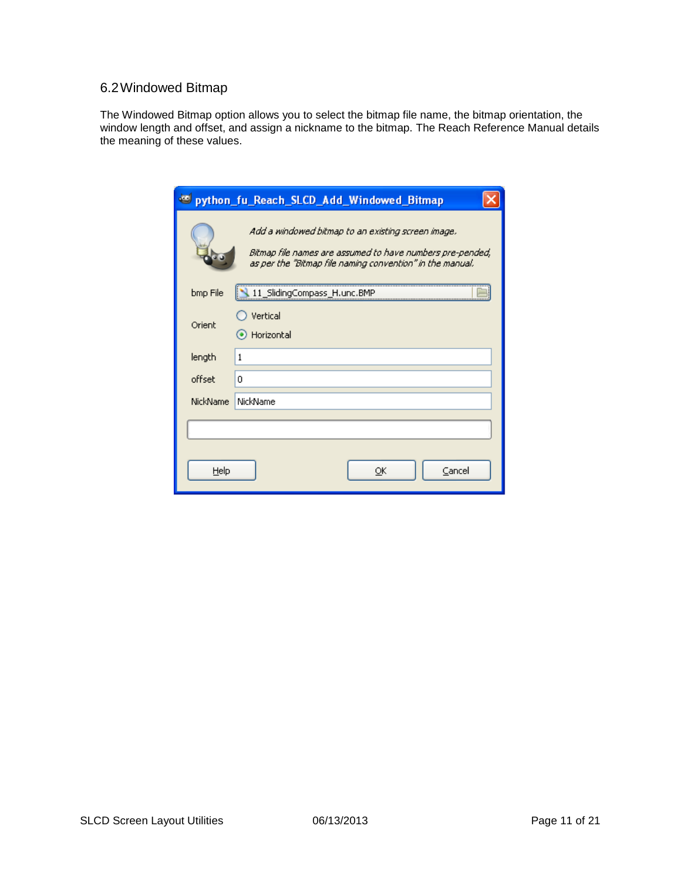## 6.2 Windowed Bitmap

The Windowed Bitmap option allows you to select the bitmap file name, the bitmap orientation, the window length and offset, and assign a nickname to the bitmap. The Reach Reference Manual details the meaning of these values.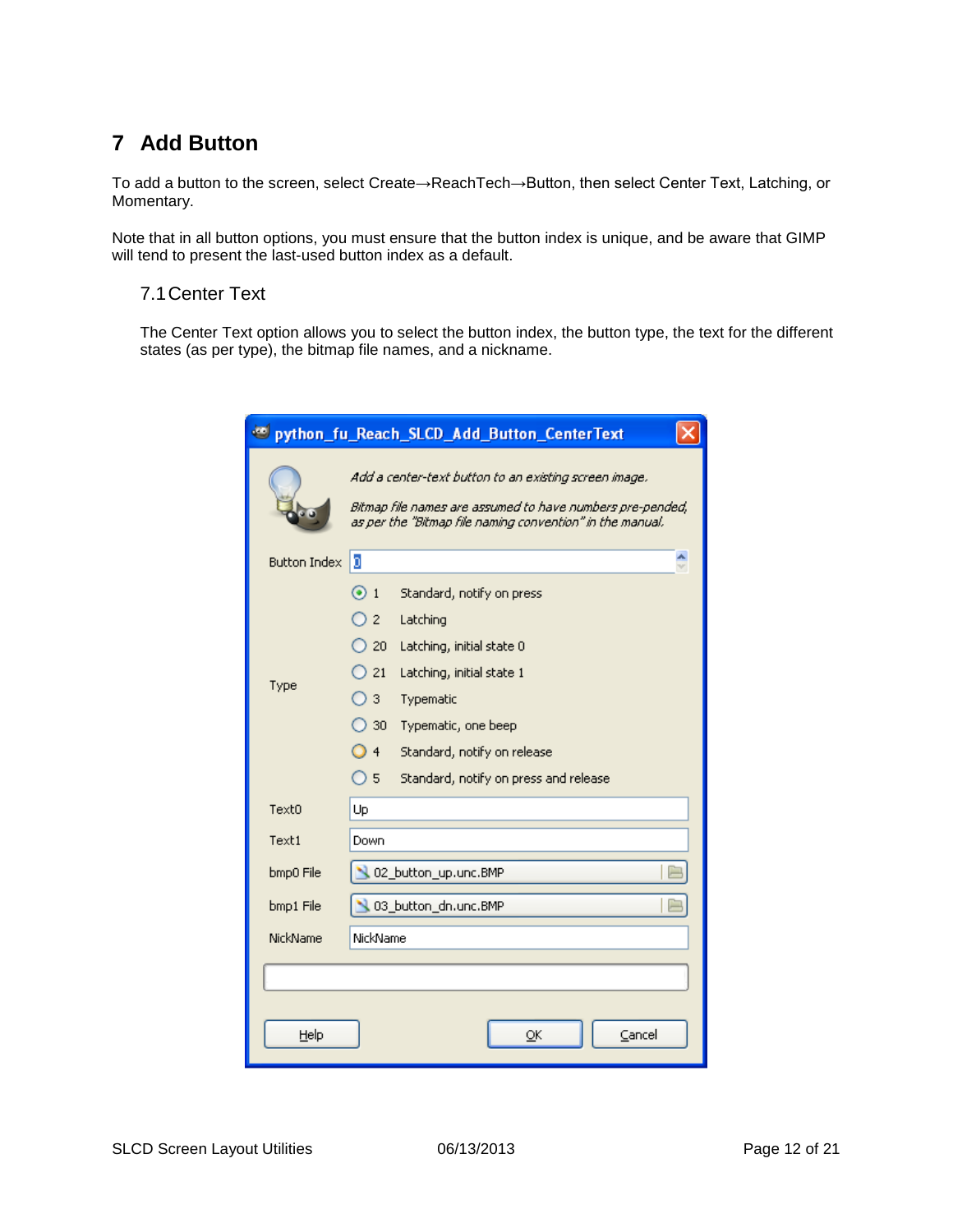# 7 Add Button

To add a button to the screen, select Create→ReachTech→Button, then select Center Text, Latching, or Momentary.

Note that in all button options, you must ensure that the button index is unique, and be aware that GIMP will tend to present the last-used button index as a default.

## 7.1 Center Text

The Center Text option allows you to select the button index, the button type, the text for the different states (as per type), the bitmap file names, and a nickname.

**python_fu_Reach_SLCD_Add_Button_CenterText**

*Add a center-text button to an existing screen image.*

*Bitmap file names are assumed to have numbers pre-pended, as per the "Bitmap file naming convention" in the manual.*

Button Index: 0

Type:
- 1 Standard, notify on press
- 2 Latching
- 20 Latching, initial state 0
- 21 Latching, initial state 1
- 3 Typematic
- 30 Typematic, one beep
- 4 Standard, notify on release
- 5 Standard, notify on press and release

Text0: Up

Text1: Down

bmp0 File: 02_button_up.unc.BMP

bmp1 File: 03_button_dn.unc.BMP

NickName: NickName

Help | OK | Cancel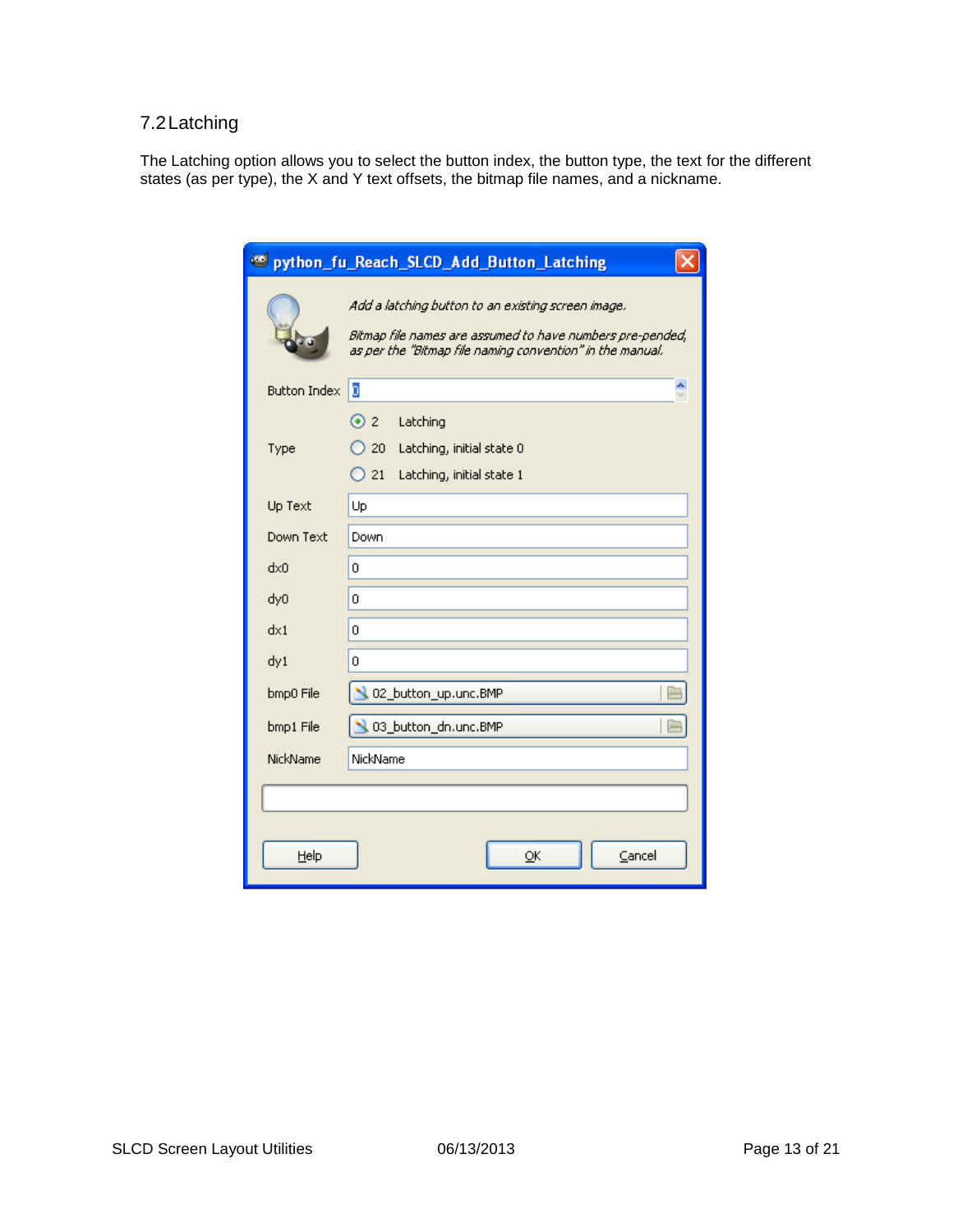## 7.2 Latching

The Latching option allows you to select the button index, the button type, the text for the different states (as per type), the X and Y text offsets, the bitmap file names, and a nickname.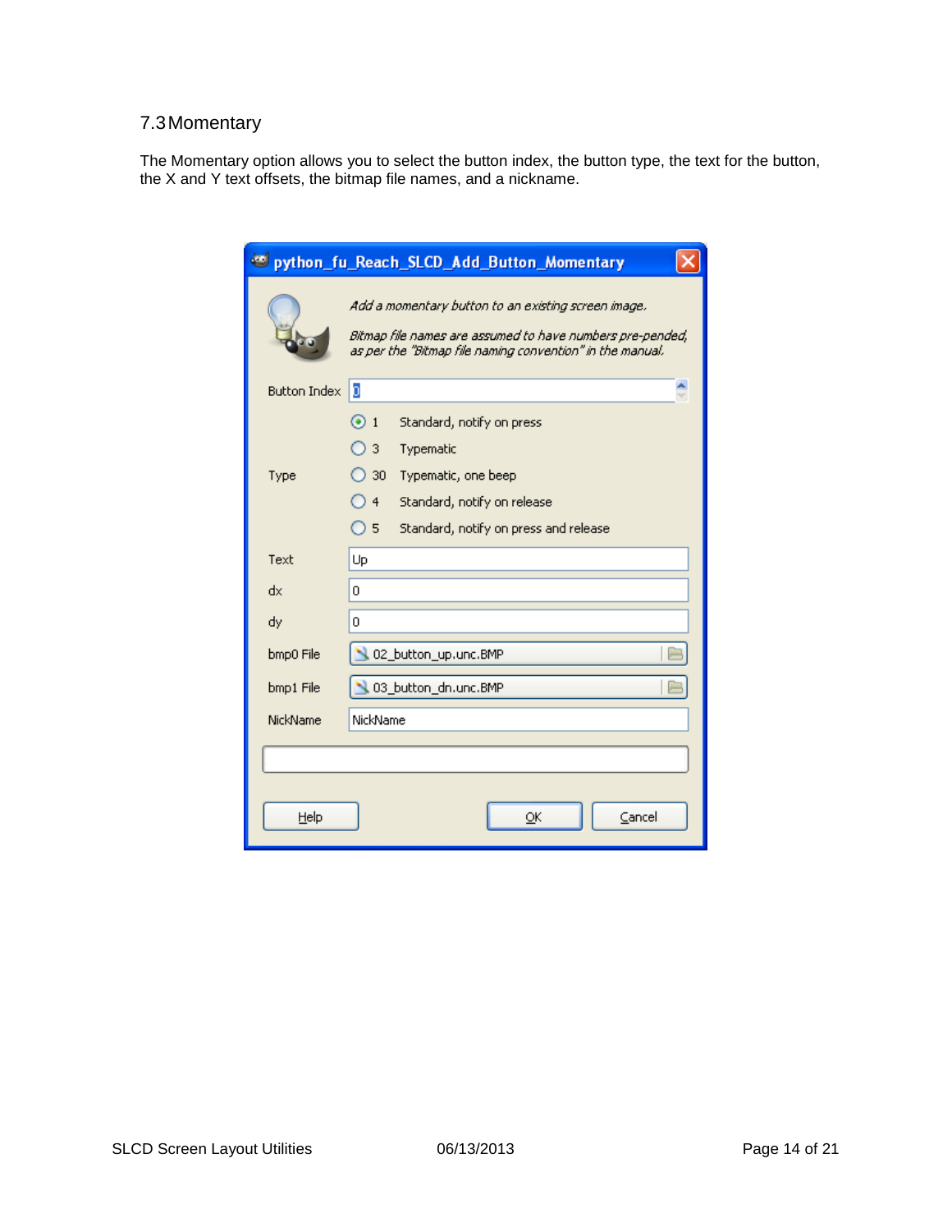## 7.3 Momentary

The Momentary option allows you to select the button index, the button type, the text for the button, the X and Y text offsets, the bitmap file names, and a nickname.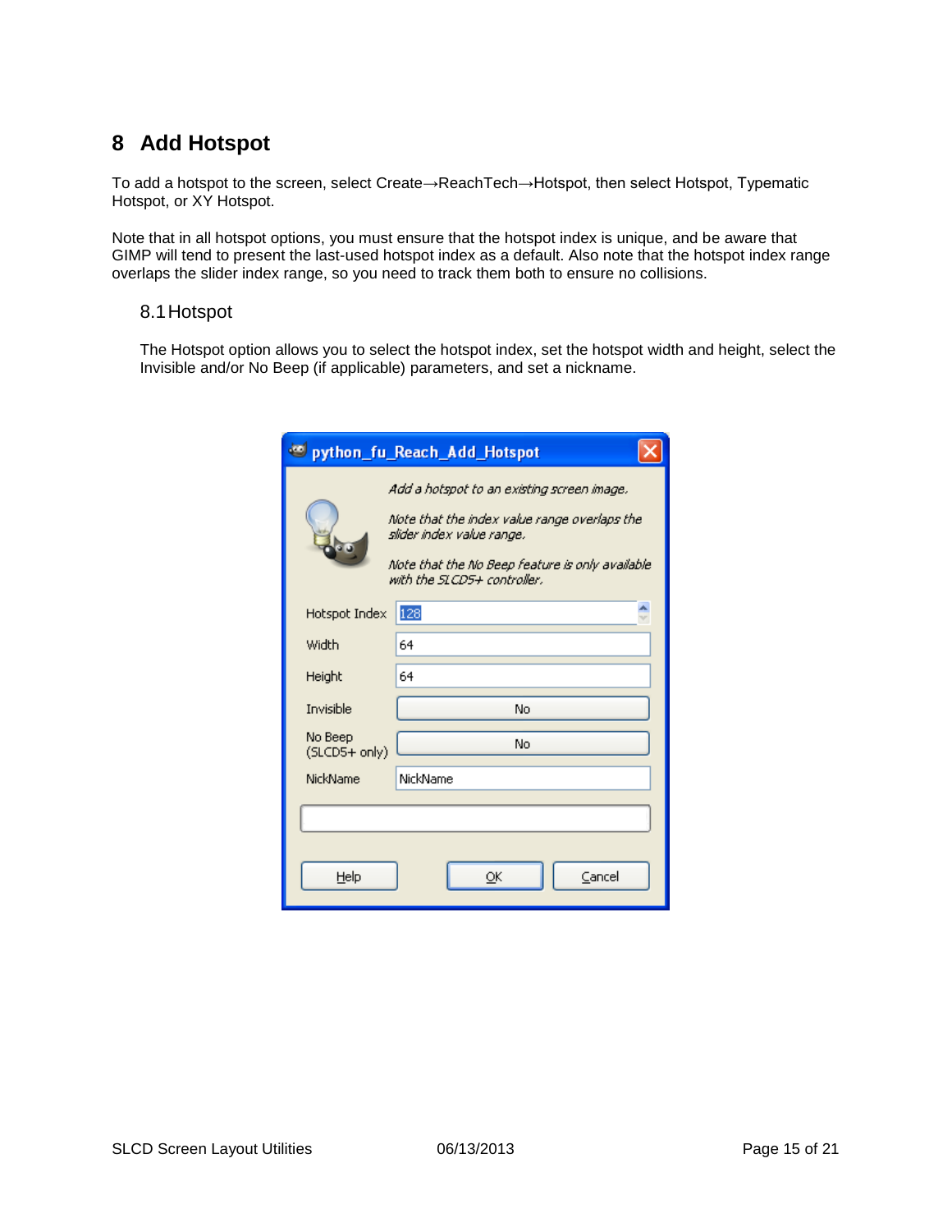# 8 Add Hotspot

To add a hotspot to the screen, select Create→ReachTech→Hotspot, then select Hotspot, Typematic Hotspot, or XY Hotspot.

Note that in all hotspot options, you must ensure that the hotspot index is unique, and be aware that GIMP will tend to present the last-used hotspot index as a default. Also note that the hotspot index range overlaps the slider index range, so you need to track them both to ensure no collisions.

## 8.1 Hotspot

The Hotspot option allows you to select the hotspot index, set the hotspot width and height, select the Invisible and/or No Beep (if applicable) parameters, and set a nickname.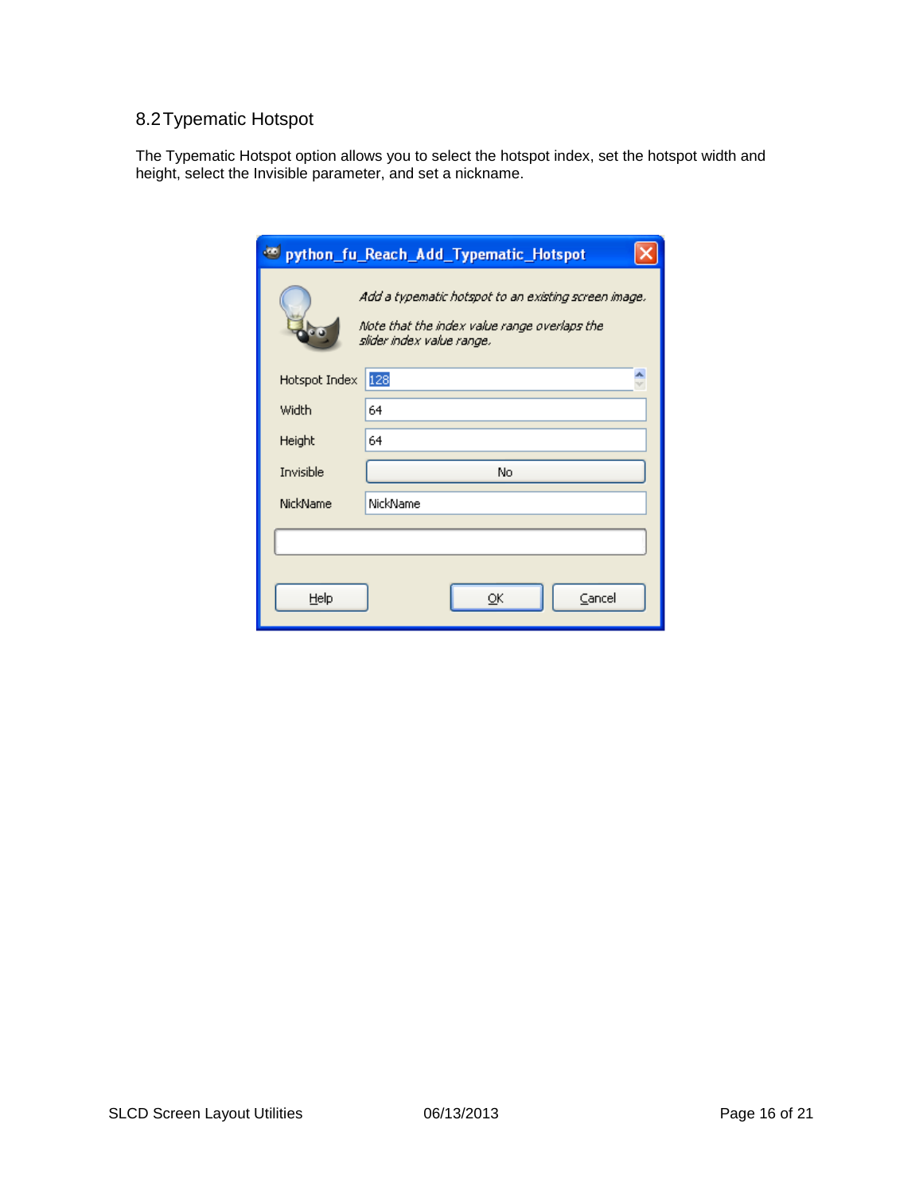## 8.2 Typematic Hotspot

The Typematic Hotspot option allows you to select the hotspot index, set the hotspot width and height, select the Invisible parameter, and set a nickname.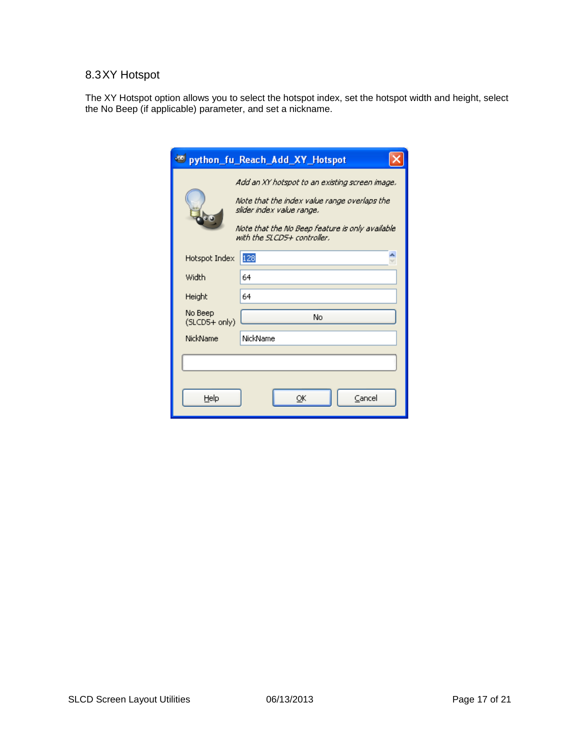## 8.3 XY Hotspot

The XY Hotspot option allows you to select the hotspot index, set the hotspot width and height, select the No Beep (if applicable) parameter, and set a nickname.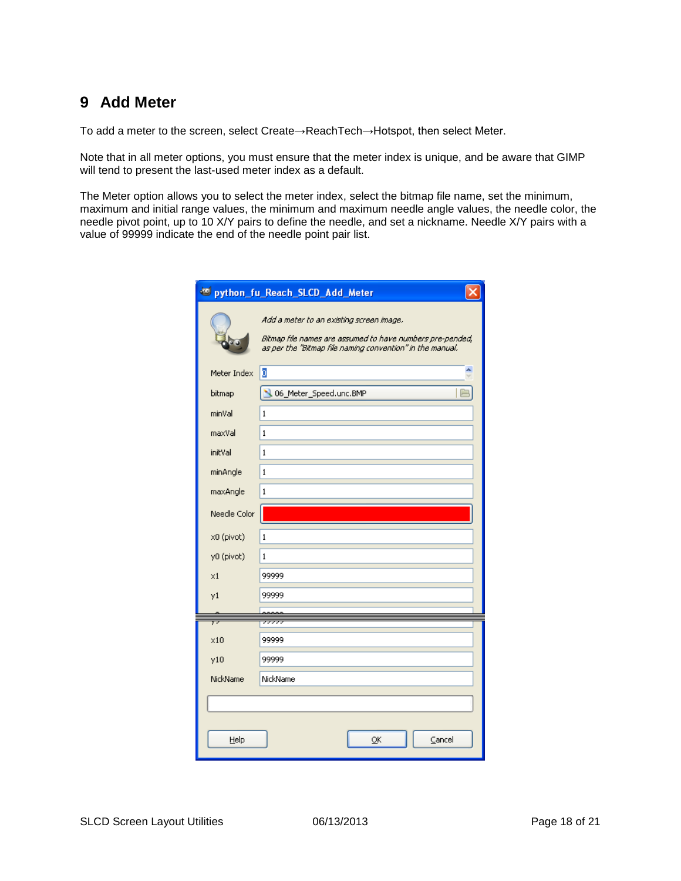# 9 Add Meter

To add a meter to the screen, select Create→ReachTech→Hotspot, then select Meter.

Note that in all meter options, you must ensure that the meter index is unique, and be aware that GIMP will tend to present the last-used meter index as a default.

The Meter option allows you to select the meter index, select the bitmap file name, set the minimum, maximum and initial range values, the minimum and maximum needle angle values, the needle color, the needle pivot point, up to 10 X/Y pairs to define the needle, and set a nickname. Needle X/Y pairs with a value of 99999 indicate the end of the needle point pair list.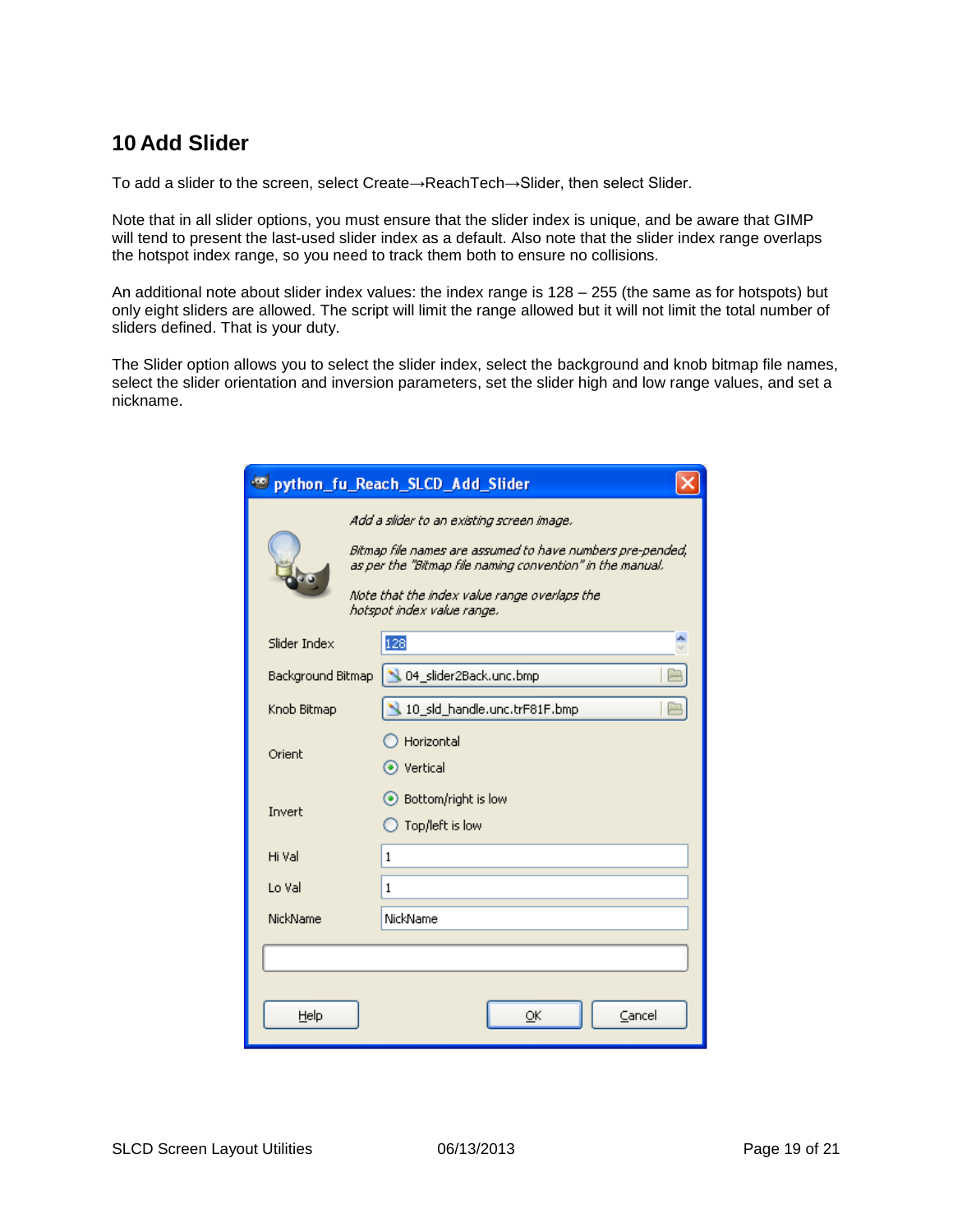## 10 Add Slider

To add a slider to the screen, select Create→ReachTech→Slider, then select Slider.

Note that in all slider options, you must ensure that the slider index is unique, and be aware that GIMP will tend to present the last-used slider index as a default. Also note that the slider index range overlaps the hotspot index range, so you need to track them both to ensure no collisions.

An additional note about slider index values: the index range is 128 – 255 (the same as for hotspots) but only eight sliders are allowed. The script will limit the range allowed but it will not limit the total number of sliders defined. That is your duty.

The Slider option allows you to select the slider index, select the background and knob bitmap file names, select the slider orientation and inversion parameters, set the slider high and low range values, and set a nickname.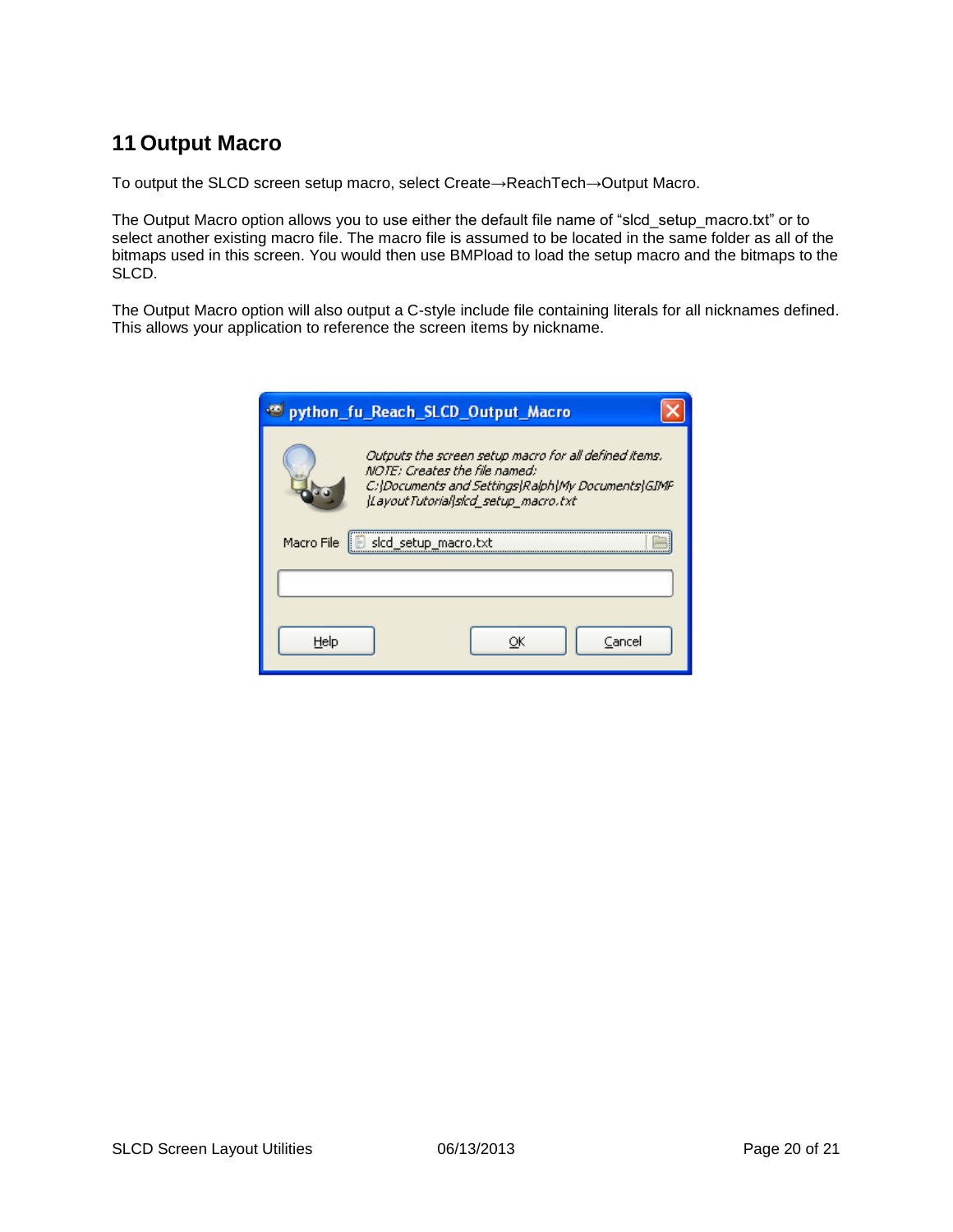# 11 Output Macro

To output the SLCD screen setup macro, select Create→ReachTech→Output Macro.

The Output Macro option allows you to use either the default file name of “slcd_setup_macro.txt” or to select another existing macro file. The macro file is assumed to be located in the same folder as all of the bitmaps used in this screen. You would then use BMPload to load the setup macro and the bitmaps to the SLCD.

The Output Macro option will also output a C-style include file containing literals for all nicknames defined. This allows your application to reference the screen items by nickname.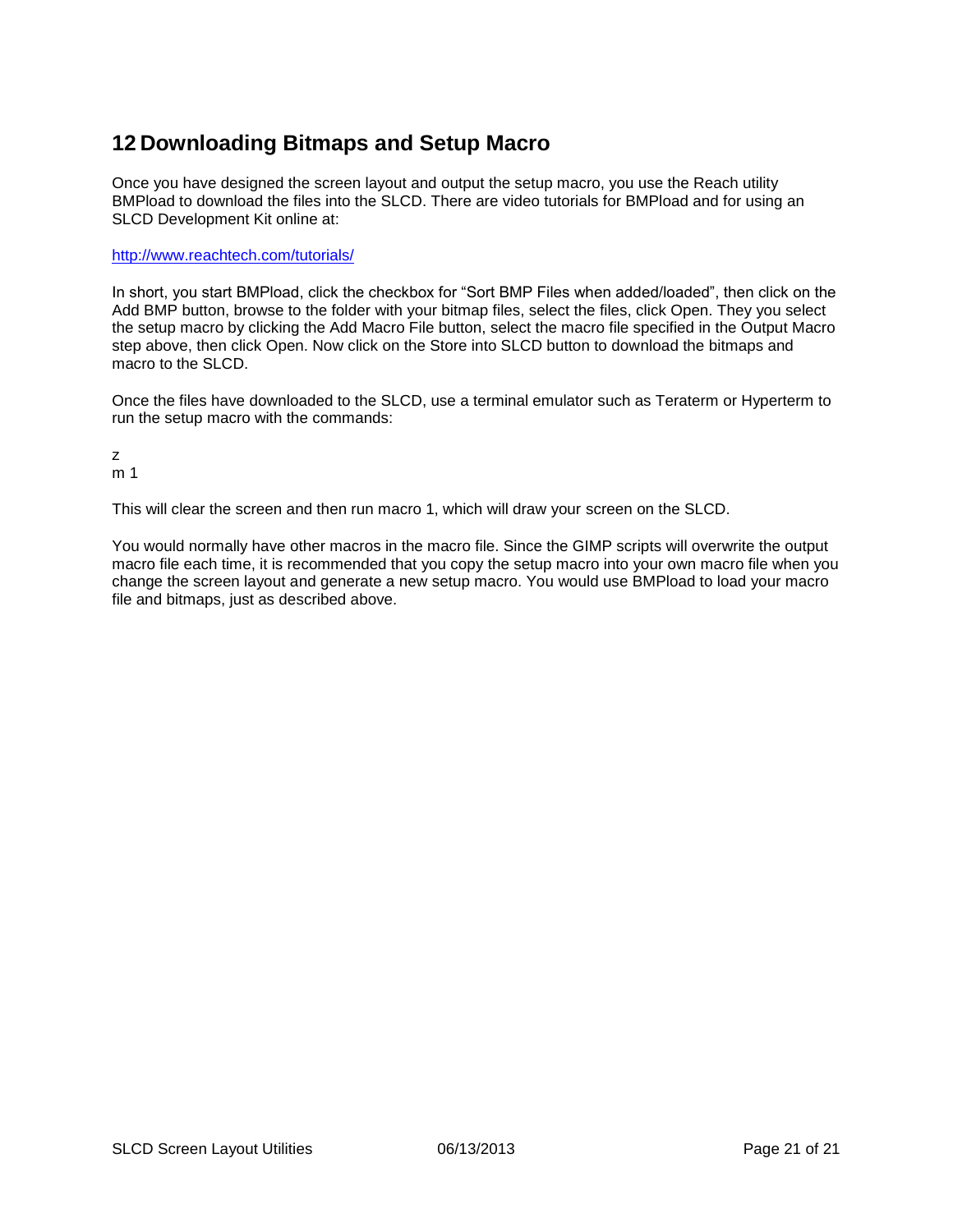# 12 Downloading Bitmaps and Setup Macro

Once you have designed the screen layout and output the setup macro, you use the Reach utility BMPload to download the files into the SLCD. There are video tutorials for BMPload and for using an SLCD Development Kit online at:

http://www.reachtech.com/tutorials/

In short, you start BMPload, click the checkbox for "Sort BMP Files when added/loaded", then click on the Add BMP button, browse to the folder with your bitmap files, select the files, click Open. They you select the setup macro by clicking the Add Macro File button, select the macro file specified in the Output Macro step above, then click Open. Now click on the Store into SLCD button to download the bitmaps and macro to the SLCD.

Once the files have downloaded to the SLCD, use a terminal emulator such as Teraterm or Hyperterm to run the setup macro with the commands:

```
z
m 1
```

This will clear the screen and then run macro 1, which will draw your screen on the SLCD.

You would normally have other macros in the macro file. Since the GIMP scripts will overwrite the output macro file each time, it is recommended that you copy the setup macro into your own macro file when you change the screen layout and generate a new setup macro. You would use BMPload to load your macro file and bitmaps, just as described above.